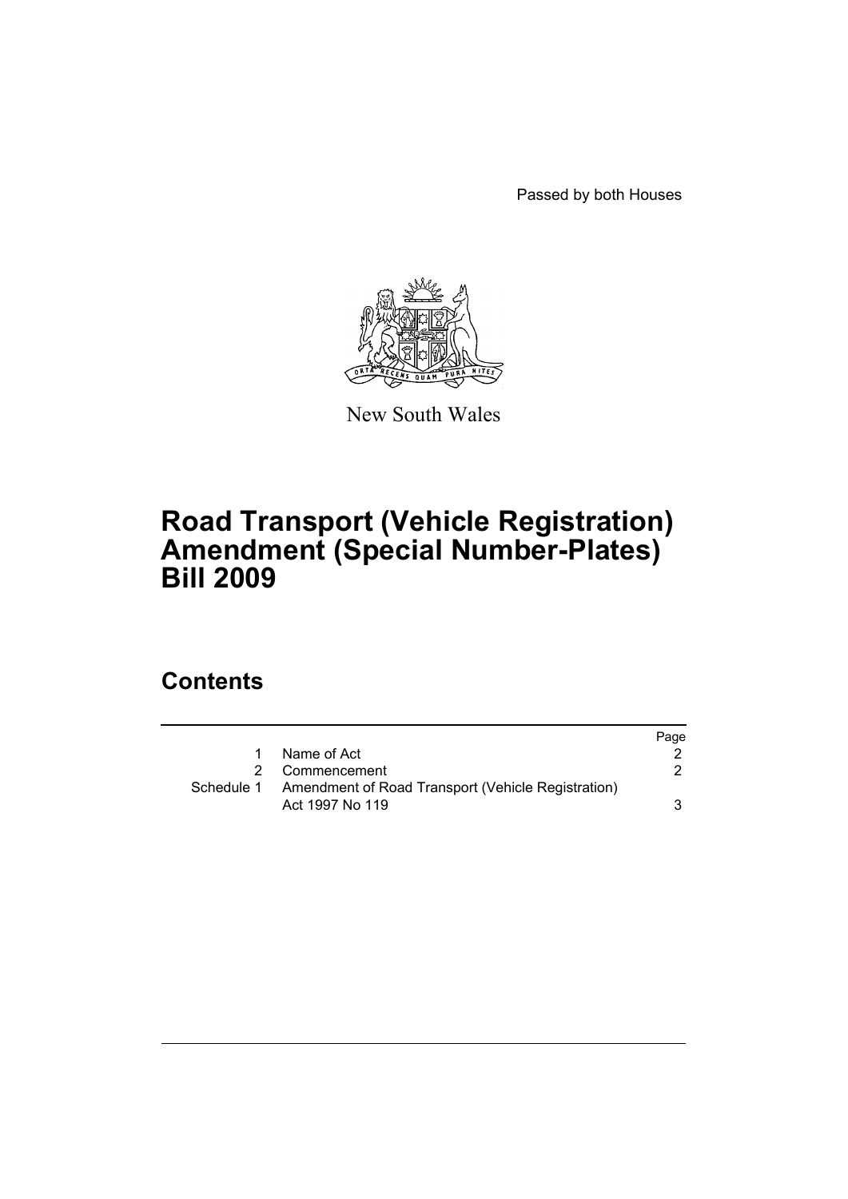Passed by both Houses

New South Wales

# Road Transport (Vehicle Registration) Amendment (Special Number-Plates) Bill 2009

## Contents

| | | Page |
|---|---|---|
| 1 | Name of Act | 2 |
| 2 | Commencement | 2 |
| Schedule 1 | Amendment of Road Transport (Vehicle Registration) Act 1997 No 119 | 3 |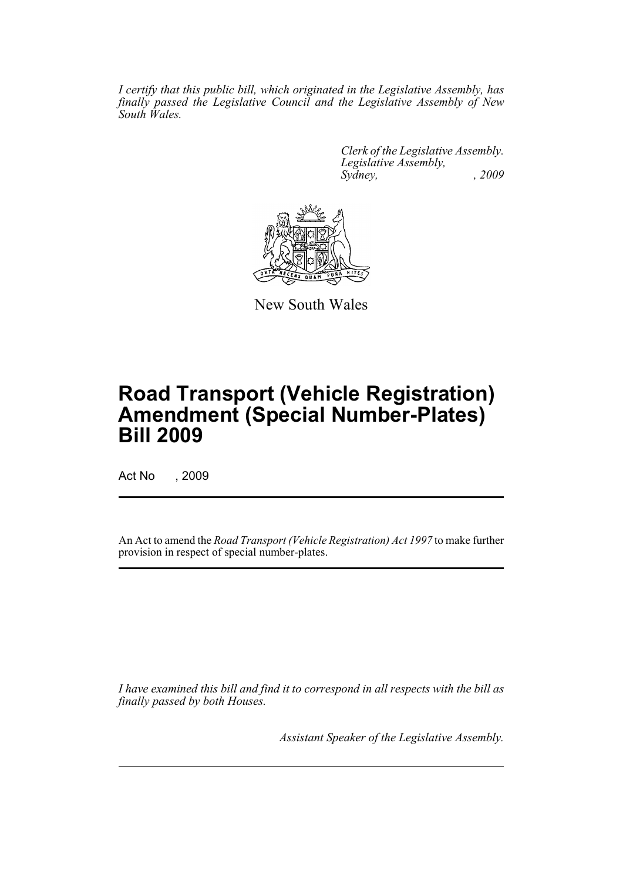*I certify that this public bill, which originated in the Legislative Assembly, has finally passed the Legislative Council and the Legislative Assembly of New South Wales.*

*Clerk of the Legislative Assembly.*
*Legislative Assembly,*
*Sydney, , 2009*

New South Wales

# Road Transport (Vehicle Registration) Amendment (Special Number-Plates) Bill 2009

Act No , 2009

An Act to amend the *Road Transport (Vehicle Registration) Act 1997* to make further provision in respect of special number-plates.

*I have examined this bill and find it to correspond in all respects with the bill as finally passed by both Houses.*

*Assistant Speaker of the Legislative Assembly.*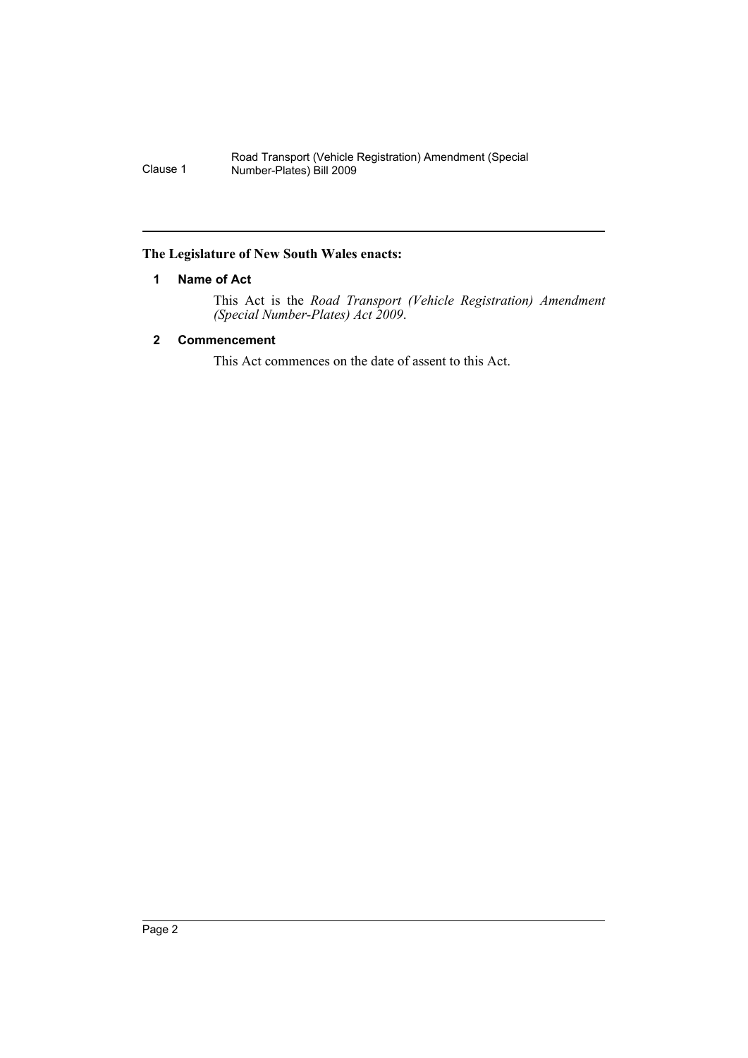**The Legislature of New South Wales enacts:**

### 1 Name of Act

This Act is the *Road Transport (Vehicle Registration) Amendment (Special Number-Plates) Act 2009*.

### 2 Commencement

This Act commences on the date of assent to this Act.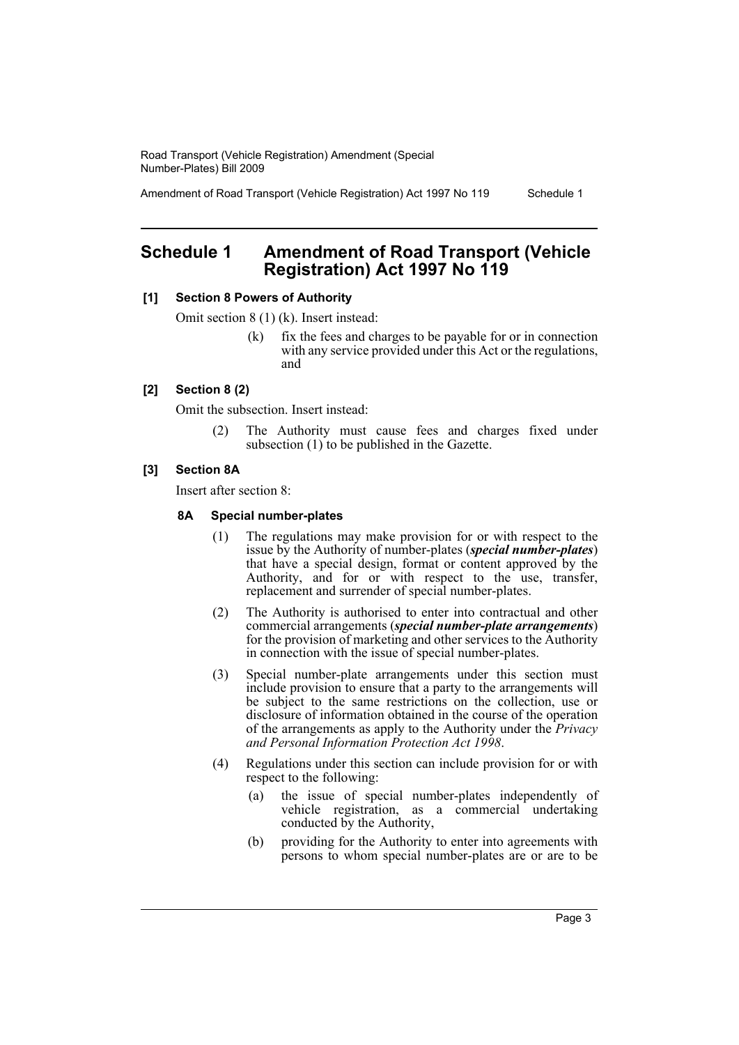# Schedule 1 Amendment of Road Transport (Vehicle Registration) Act 1997 No 119

**[1] Section 8 Powers of Authority**

Omit section 8 (1) (k). Insert instead:

> (k) fix the fees and charges to be payable for or in connection with any service provided under this Act or the regulations, and

**[2] Section 8 (2)**

Omit the subsection. Insert instead:

> (2) The Authority must cause fees and charges fixed under subsection (1) to be published in the Gazette.

**[3] Section 8A**

Insert after section 8:

**8A Special number-plates**

(1) The regulations may make provision for or with respect to the issue by the Authority of number-plates (***special number-plates***) that have a special design, format or content approved by the Authority, and for or with respect to the use, transfer, replacement and surrender of special number-plates.

(2) The Authority is authorised to enter into contractual and other commercial arrangements (***special number-plate arrangements***) for the provision of marketing and other services to the Authority in connection with the issue of special number-plates.

(3) Special number-plate arrangements under this section must include provision to ensure that a party to the arrangements will be subject to the same restrictions on the collection, use or disclosure of information obtained in the course of the operation of the arrangements as apply to the Authority under the *Privacy and Personal Information Protection Act 1998*.

(4) Regulations under this section can include provision for or with respect to the following:

(a) the issue of special number-plates independently of vehicle registration, as a commercial undertaking conducted by the Authority,

(b) providing for the Authority to enter into agreements with persons to whom special number-plates are or are to be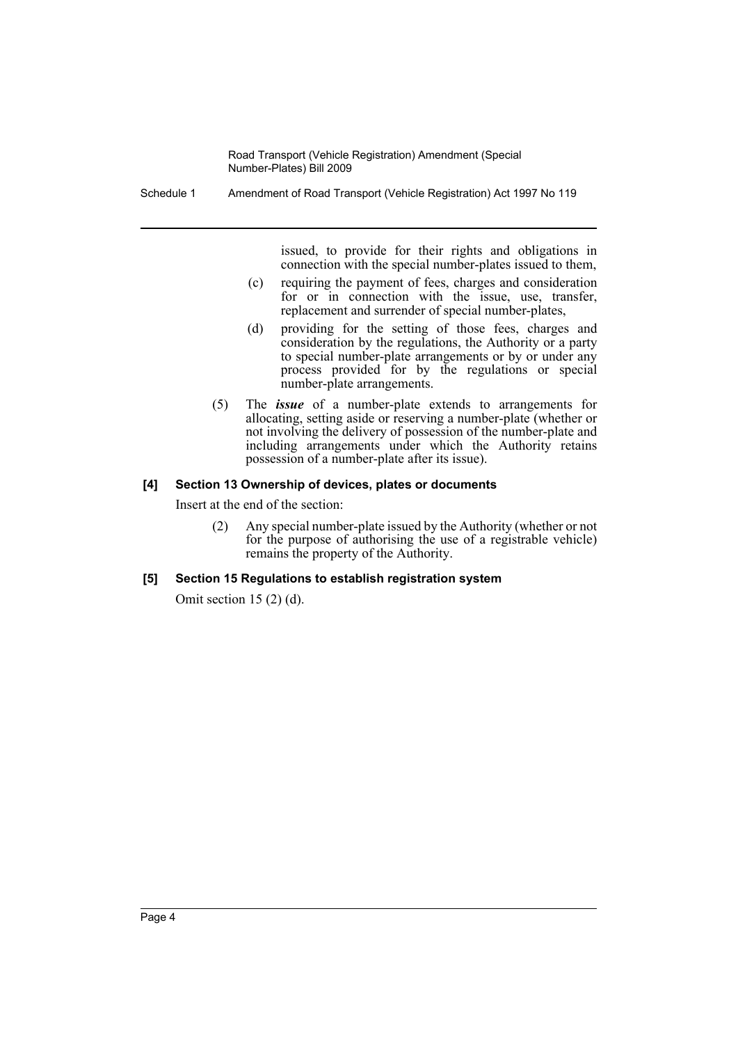issued, to provide for their rights and obligations in connection with the special number-plates issued to them,

(c) requiring the payment of fees, charges and consideration for or in connection with the issue, use, transfer, replacement and surrender of special number-plates,

(d) providing for the setting of those fees, charges and consideration by the regulations, the Authority or a party to special number-plate arrangements or by or under any process provided for by the regulations or special number-plate arrangements.

(5) The ***issue*** of a number-plate extends to arrangements for allocating, setting aside or reserving a number-plate (whether or not involving the delivery of possession of the number-plate and including arrangements under which the Authority retains possession of a number-plate after its issue).

#### [4] Section 13 Ownership of devices, plates or documents

Insert at the end of the section:

(2) Any special number-plate issued by the Authority (whether or not for the purpose of authorising the use of a registrable vehicle) remains the property of the Authority.

#### [5] Section 15 Regulations to establish registration system

Omit section 15 (2) (d).